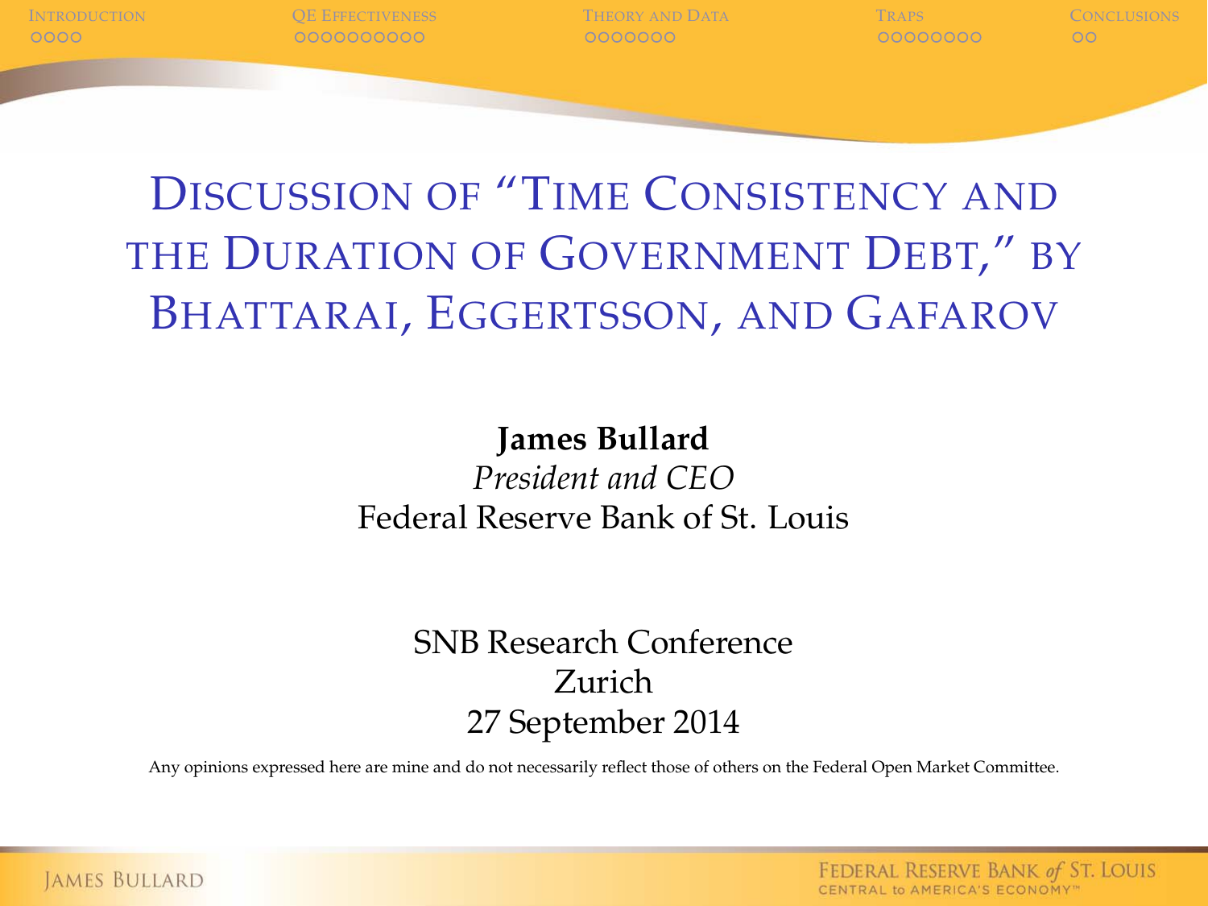# Discussion of "Time Consistency and the Duration of Government Debt," by Bhattarai, Eggertsson, and Gafarov

**James Bullard**

*President and CEO*

Federal Reserve Bank of St. Louis

SNB Research Conference

Zurich

27 September 2014

Any opinions expressed here are mine and do not necessarily reflect those of others on the Federal Open Market Committee.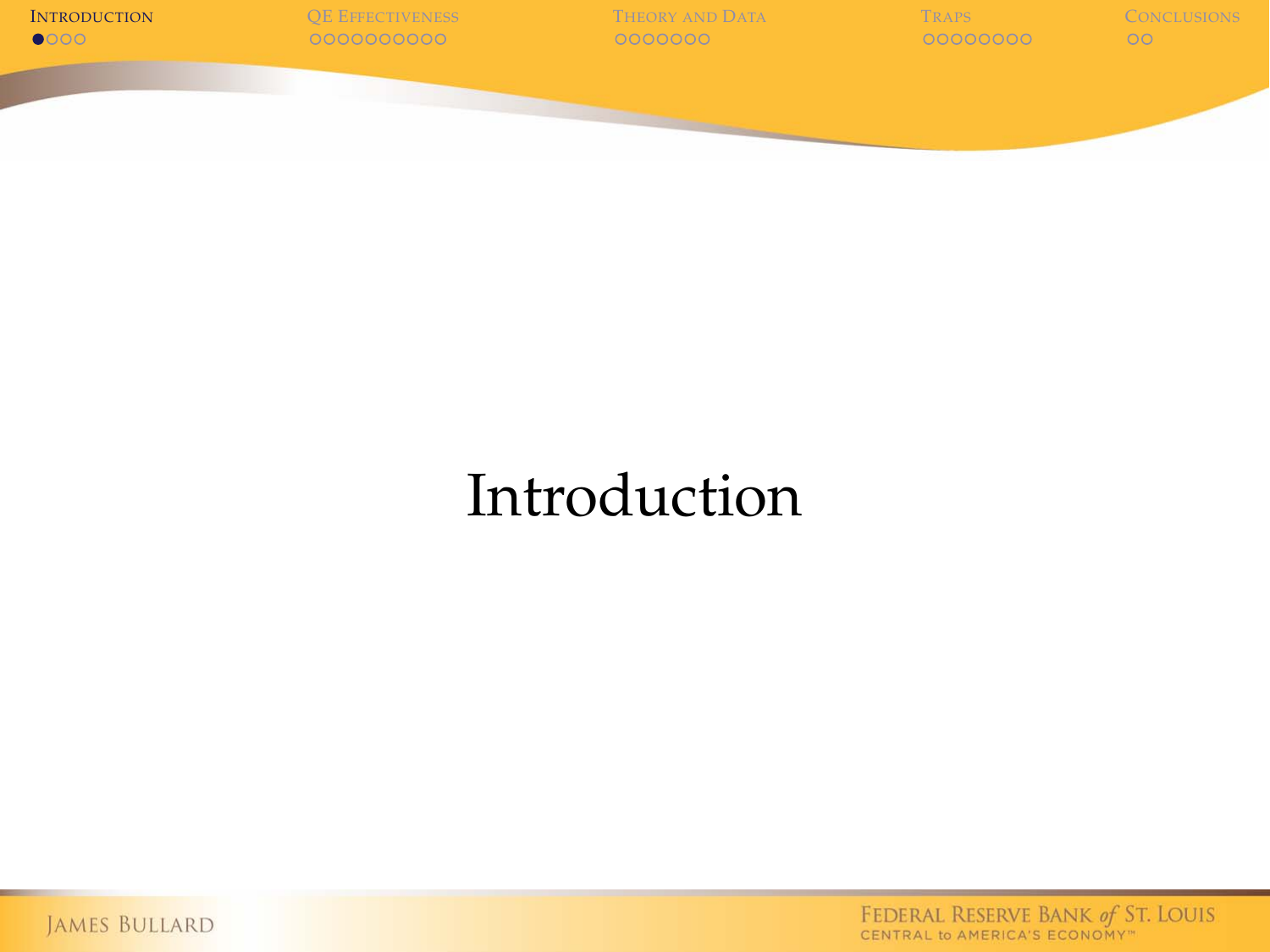# Introduction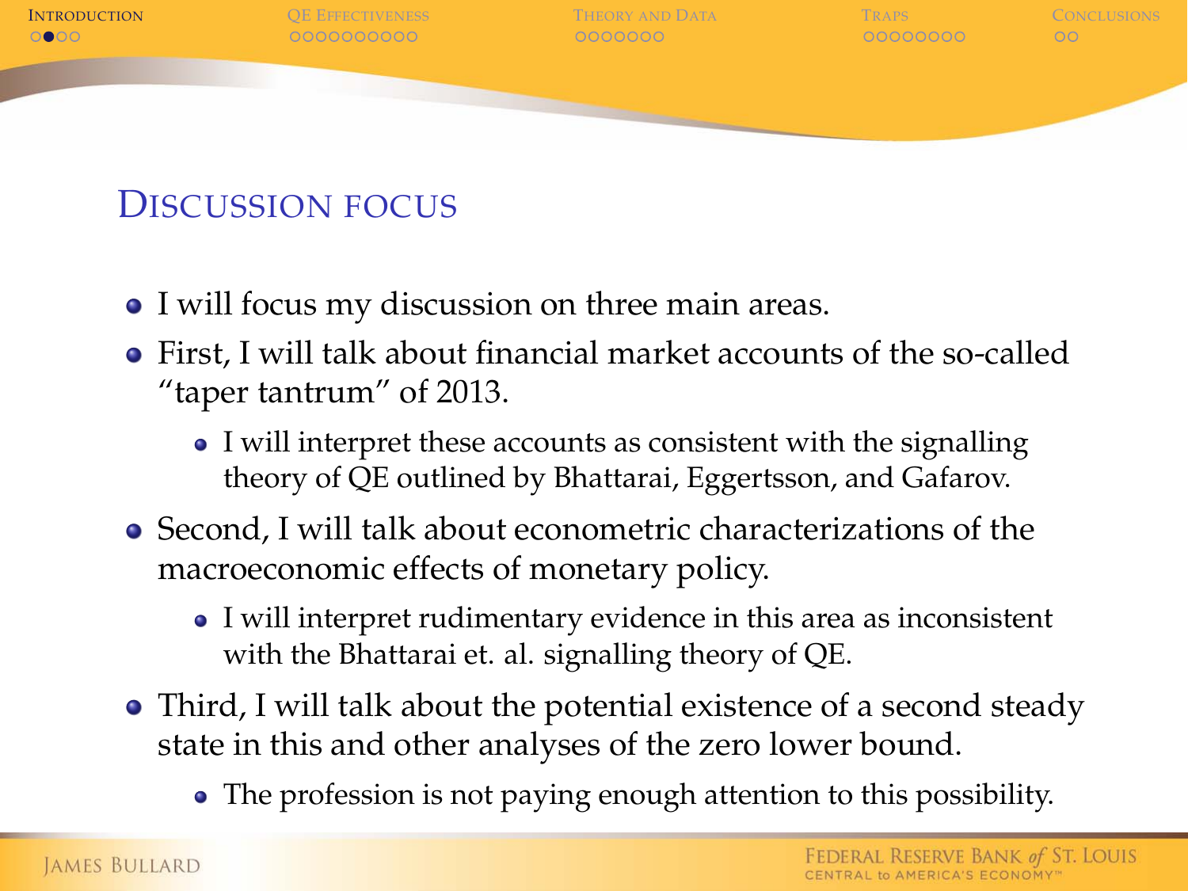## Discussion focus

- I will focus my discussion on three main areas.
- First, I will talk about financial market accounts of the so-called "taper tantrum" of 2013.
  - I will interpret these accounts as consistent with the signalling theory of QE outlined by Bhattarai, Eggertsson, and Gafarov.
- Second, I will talk about econometric characterizations of the macroeconomic effects of monetary policy.
  - I will interpret rudimentary evidence in this area as inconsistent with the Bhattarai et. al. signalling theory of QE.
- Third, I will talk about the potential existence of a second steady state in this and other analyses of the zero lower bound.
  - The profession is not paying enough attention to this possibility.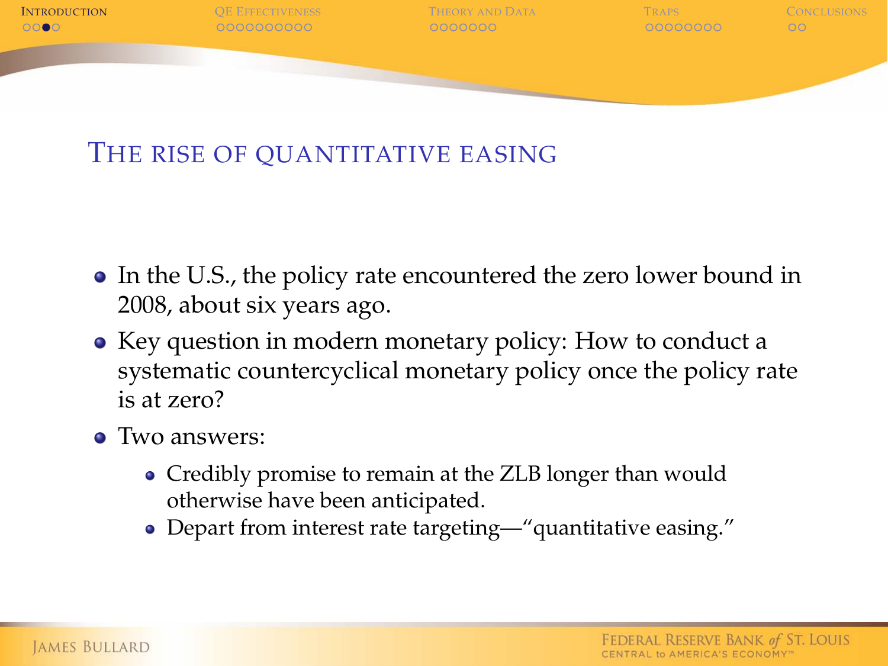## The rise of quantitative easing

- In the U.S., the policy rate encountered the zero lower bound in 2008, about six years ago.
- Key question in modern monetary policy: How to conduct a systematic countercyclical monetary policy once the policy rate is at zero?
- Two answers:
  - Credibly promise to remain at the ZLB longer than would otherwise have been anticipated.
  - Depart from interest rate targeting—"quantitative easing."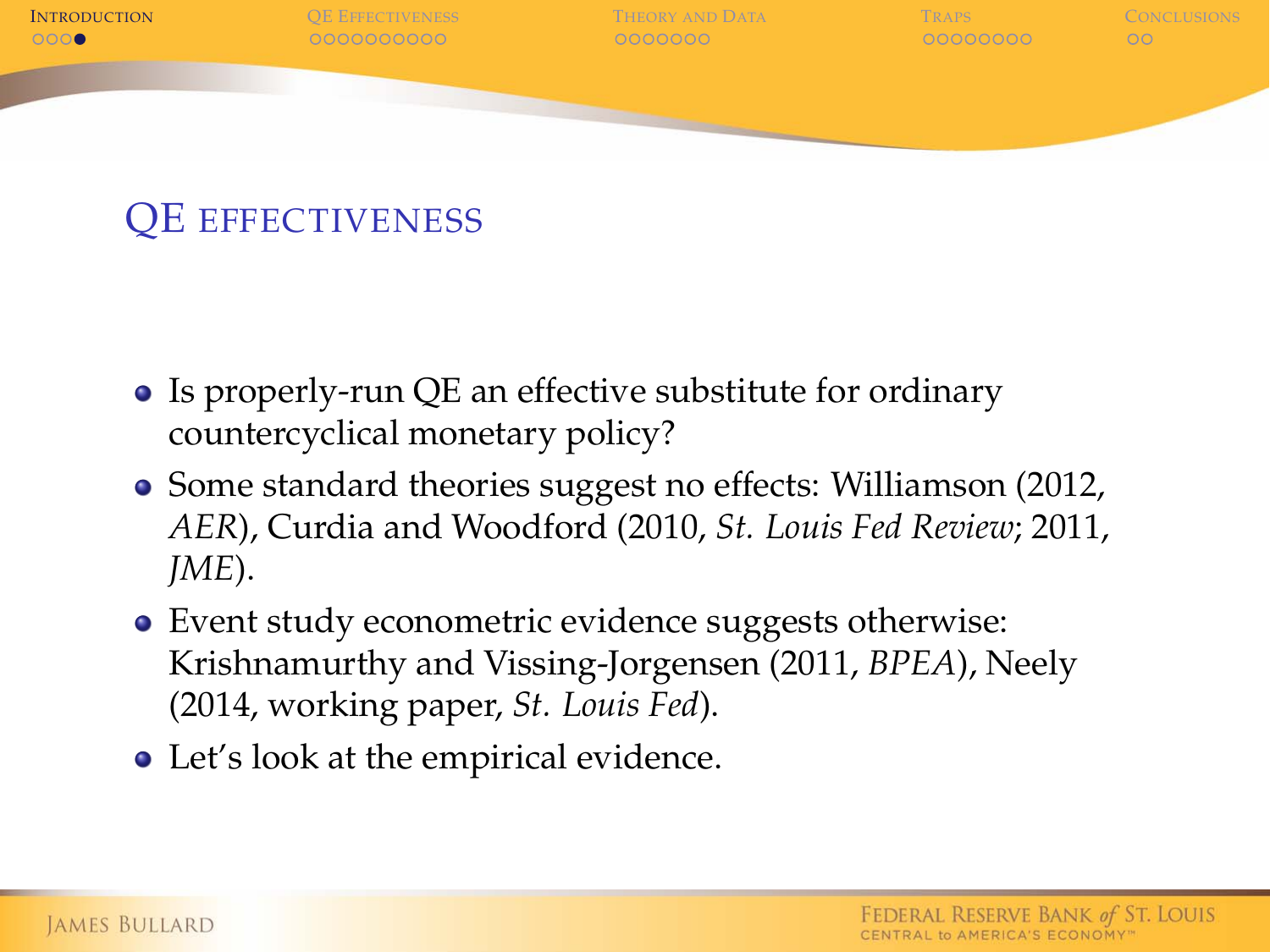## QE effectiveness

- Is properly-run QE an effective substitute for ordinary countercyclical monetary policy?
- Some standard theories suggest no effects: Williamson (2012, *AER*), Curdia and Woodford (2010, *St. Louis Fed Review*; 2011, *JME*).
- Event study econometric evidence suggests otherwise: Krishnamurthy and Vissing-Jorgensen (2011, *BPEA*), Neely (2014, working paper, *St. Louis Fed*).
- Let's look at the empirical evidence.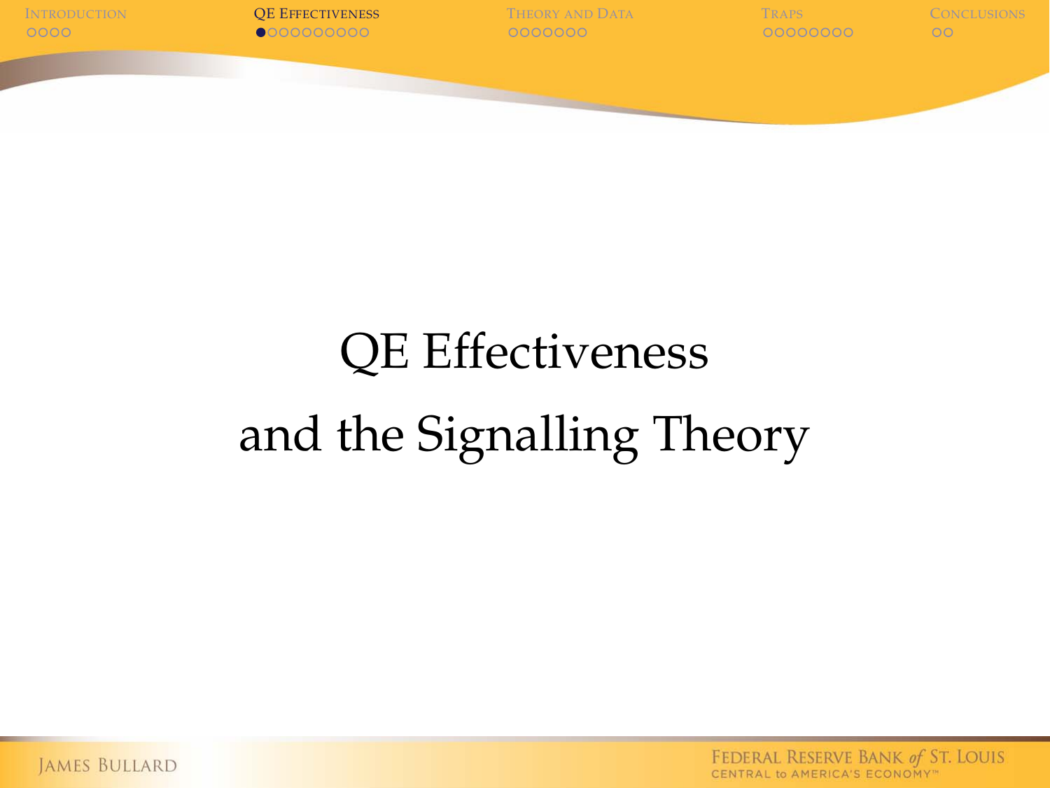# QE Effectiveness and the Signalling Theory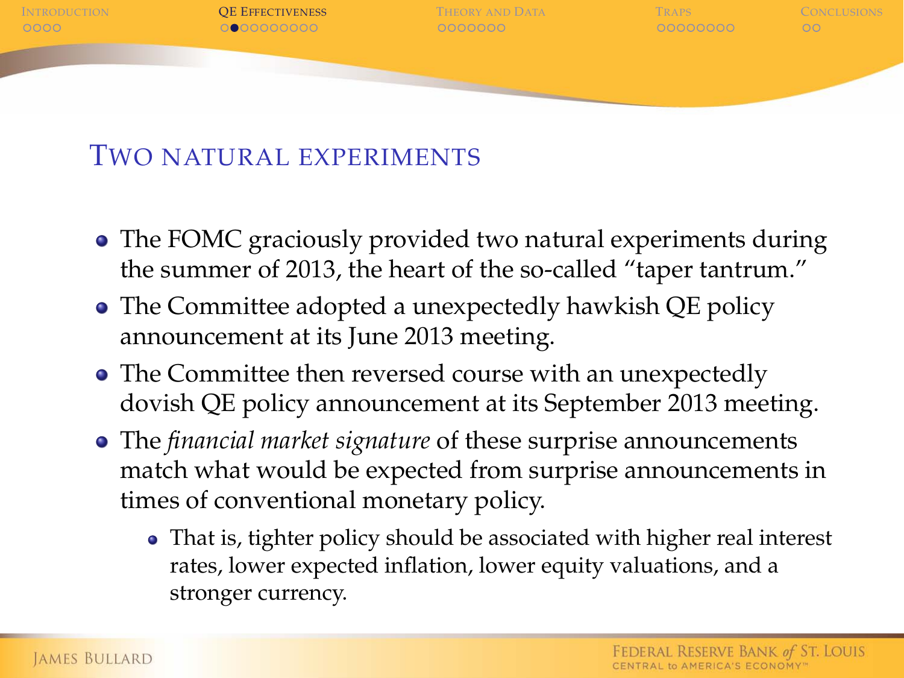## Two natural experiments

- The FOMC graciously provided two natural experiments during the summer of 2013, the heart of the so-called "taper tantrum."
- The Committee adopted a unexpectedly hawkish QE policy announcement at its June 2013 meeting.
- The Committee then reversed course with an unexpectedly dovish QE policy announcement at its September 2013 meeting.
- The *financial market signature* of these surprise announcements match what would be expected from surprise announcements in times of conventional monetary policy.
  - That is, tighter policy should be associated with higher real interest rates, lower expected inflation, lower equity valuations, and a stronger currency.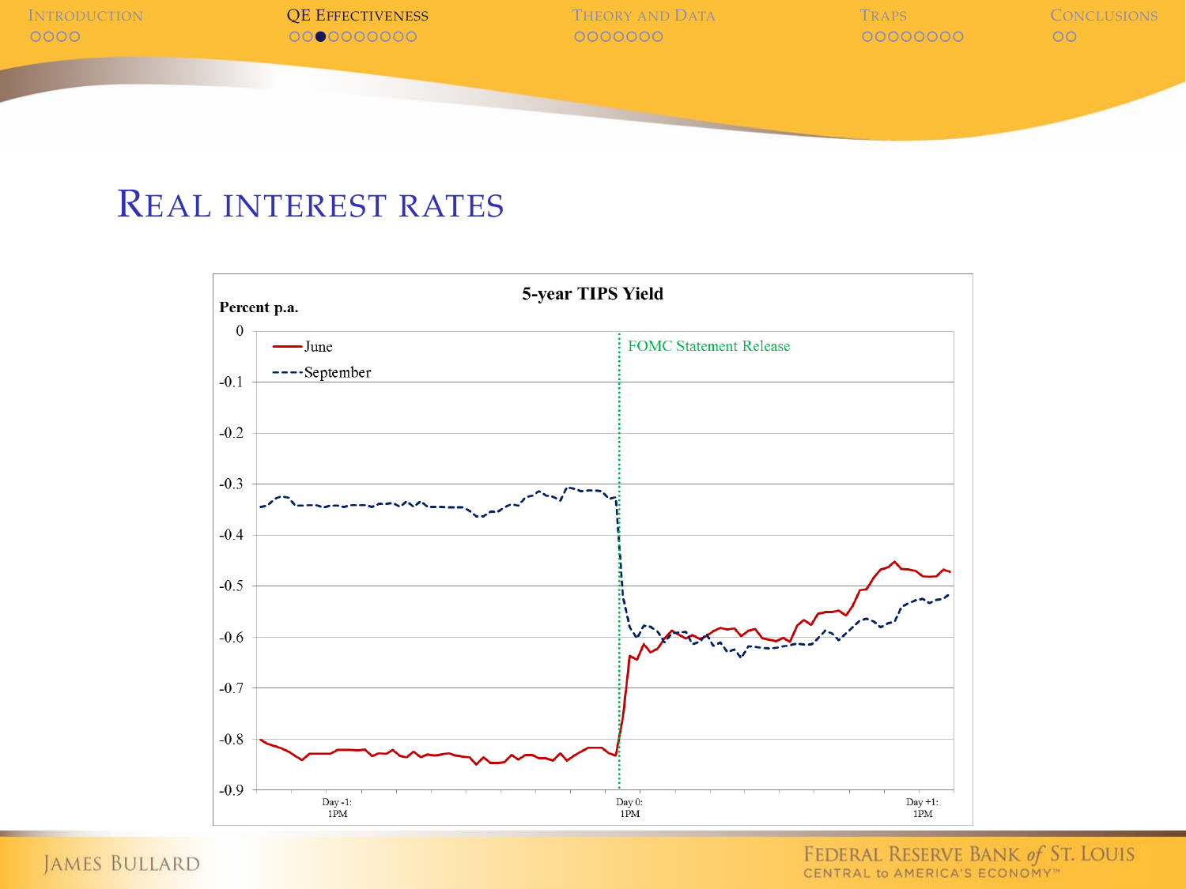# Real interest rates

**5-year TIPS Yield**

Percent p.a.

- June
- September

FOMC Statement Release

0, -0.1, -0.2, -0.3, -0.4, -0.5, -0.6, -0.7, -0.8, -0.9

Day -1: 1PM | Day 0: 1PM | Day +1: 1PM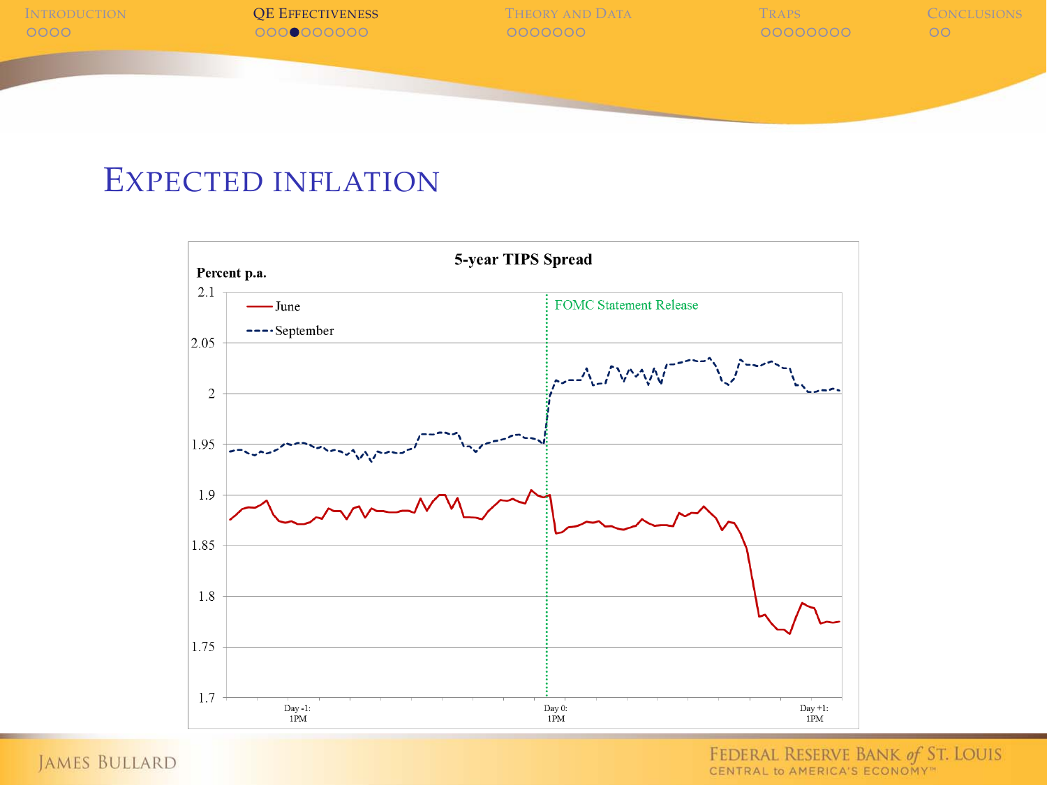# Expected inflation

**5-year TIPS Spread**

Percent p.a.

- June
- September

FOMC Statement Release

Day -1: 1PM — Day 0: 1PM — Day +1: 1PM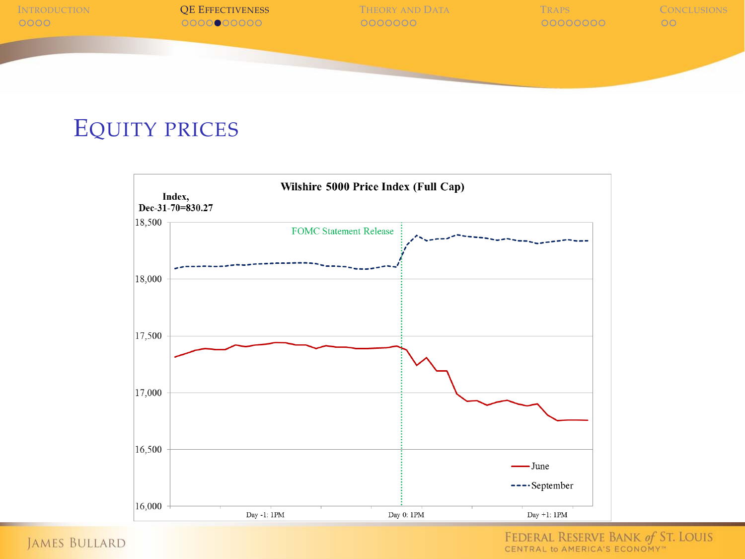## Equity prices

**Wilshire 5000 Price Index (Full Cap)**

Index, Dec-31-70=830.27

18,500

18,000

17,500

17,000

16,500

16,000

FOMC Statement Release

Day -1: 1PM

Day 0: 1PM

Day +1: 1PM

June

September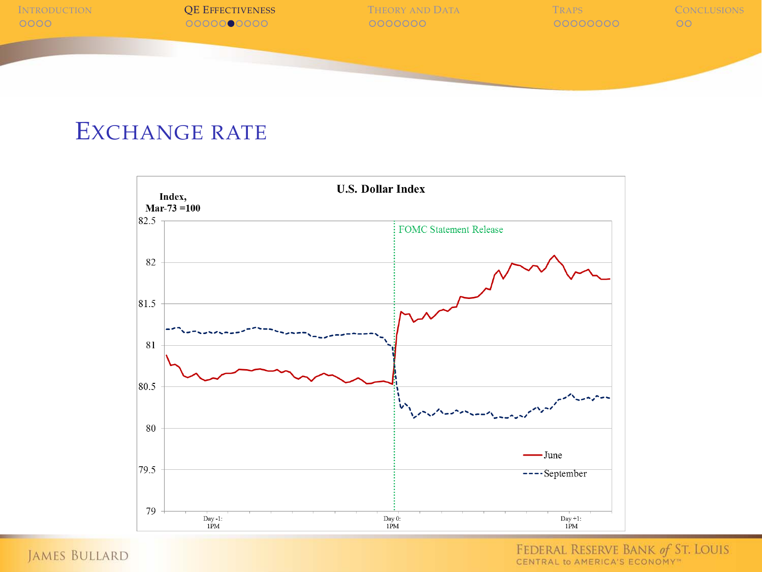# Exchange rate

**U.S. Dollar Index**

Index, Mar-73 =100

FOMC Statement Release

June

September

Day -1: 1PM

Day 0: 1PM

Day +1: 1PM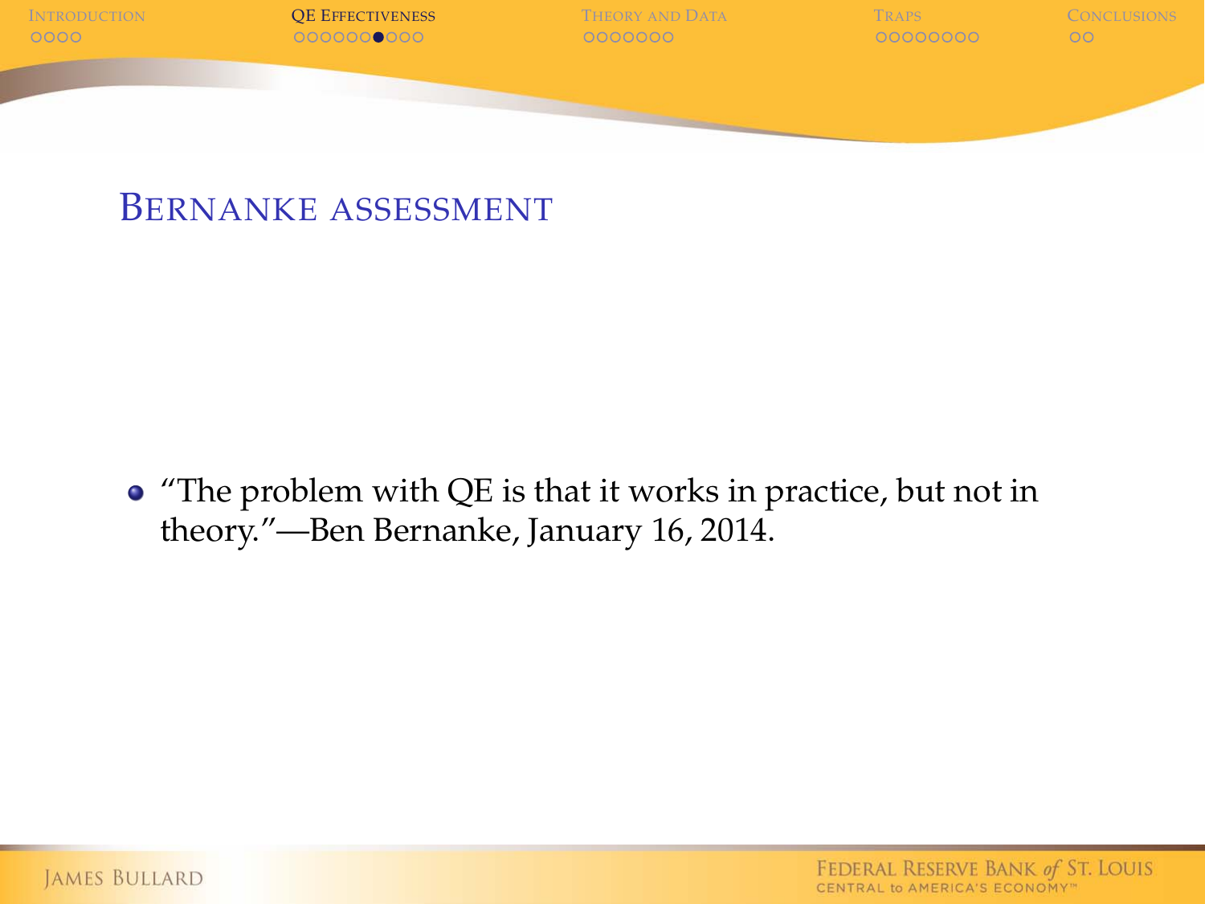## Bernanke assessment

- "The problem with QE is that it works in practice, but not in theory."—Ben Bernanke, January 16, 2014.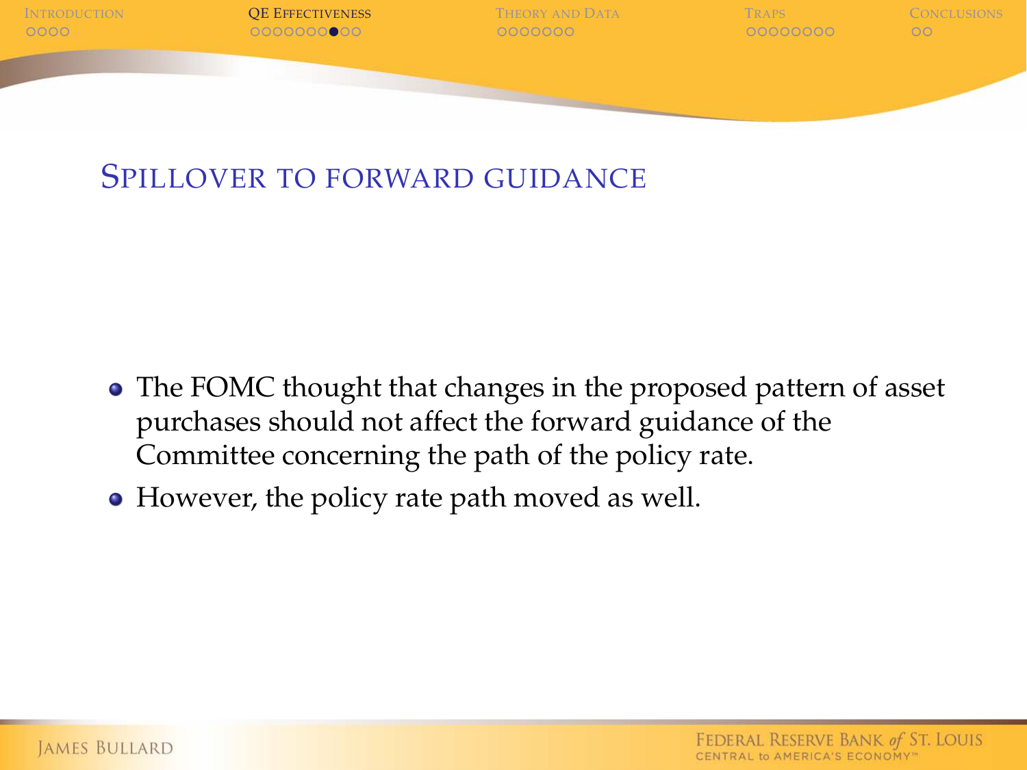## Spillover to forward guidance

- The FOMC thought that changes in the proposed pattern of asset purchases should not affect the forward guidance of the Committee concerning the path of the policy rate.
- However, the policy rate path moved as well.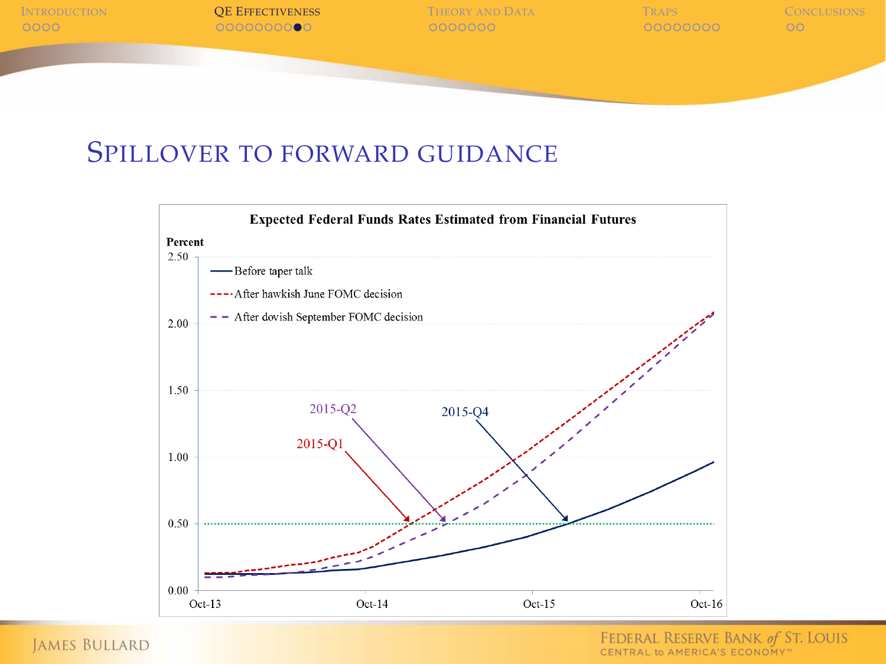# Spillover to forward guidance

**Expected Federal Funds Rates Estimated from Financial Futures**

Percent

- Before taper talk
- After hawkish June FOMC decision
- After dovish September FOMC decision

2015-Q1

2015-Q2

2015-Q4

2.50, 2.00, 1.50, 1.00, 0.50, 0.00

Oct-13, Oct-14, Oct-15, Oct-16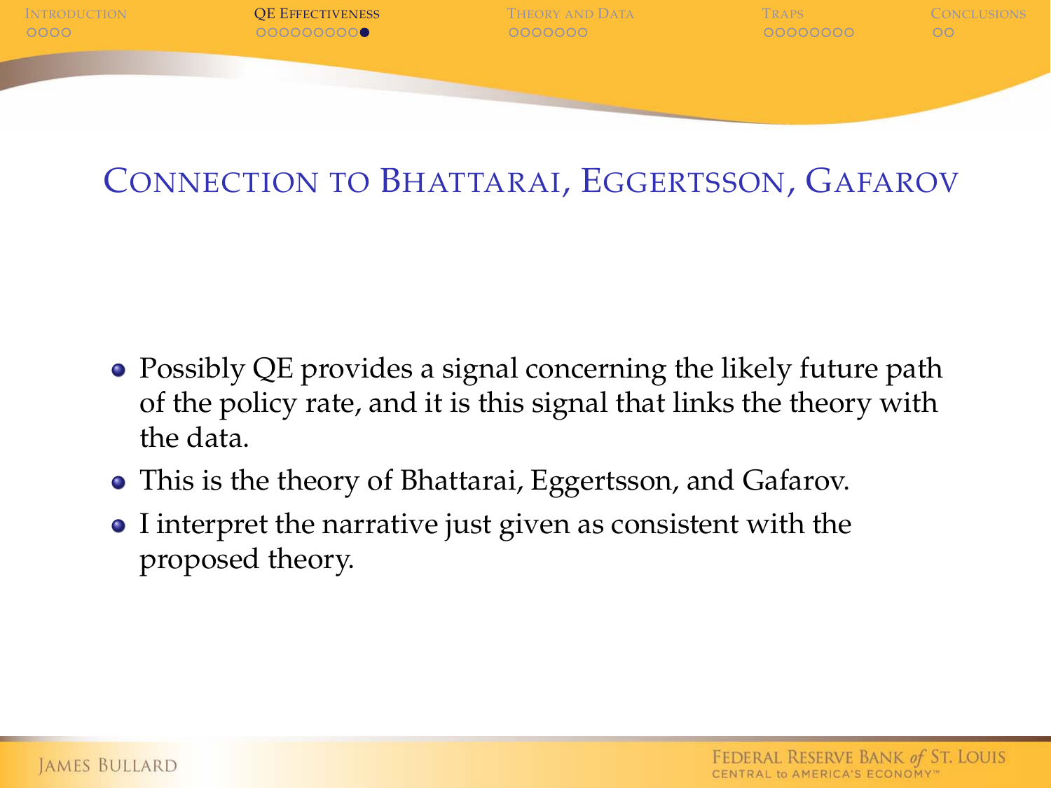## Connection to Bhattarai, Eggertsson, Gafarov

- Possibly QE provides a signal concerning the likely future path of the policy rate, and it is this signal that links the theory with the data.
- This is the theory of Bhattarai, Eggertsson, and Gafarov.
- I interpret the narrative just given as consistent with the proposed theory.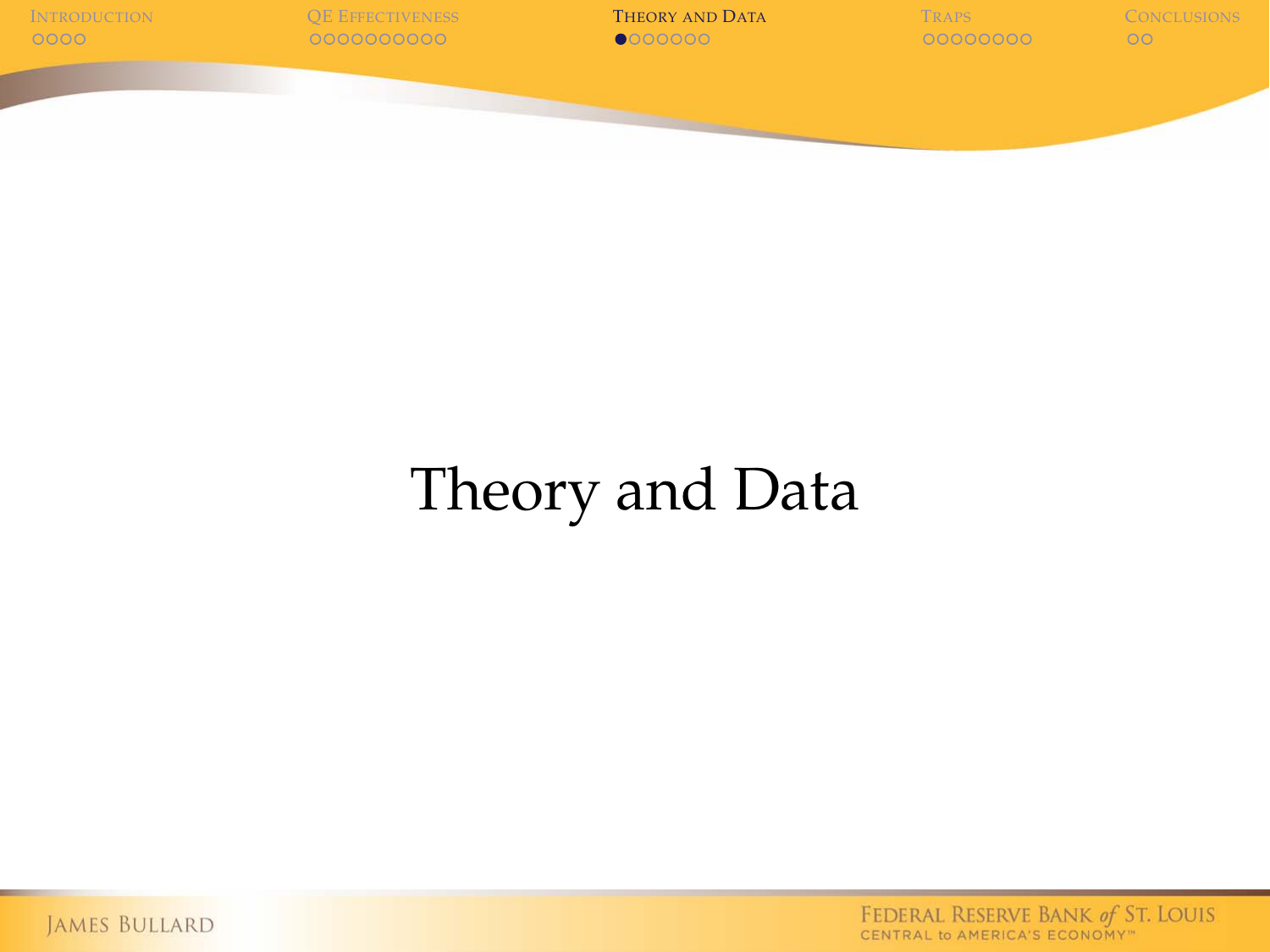# Theory and Data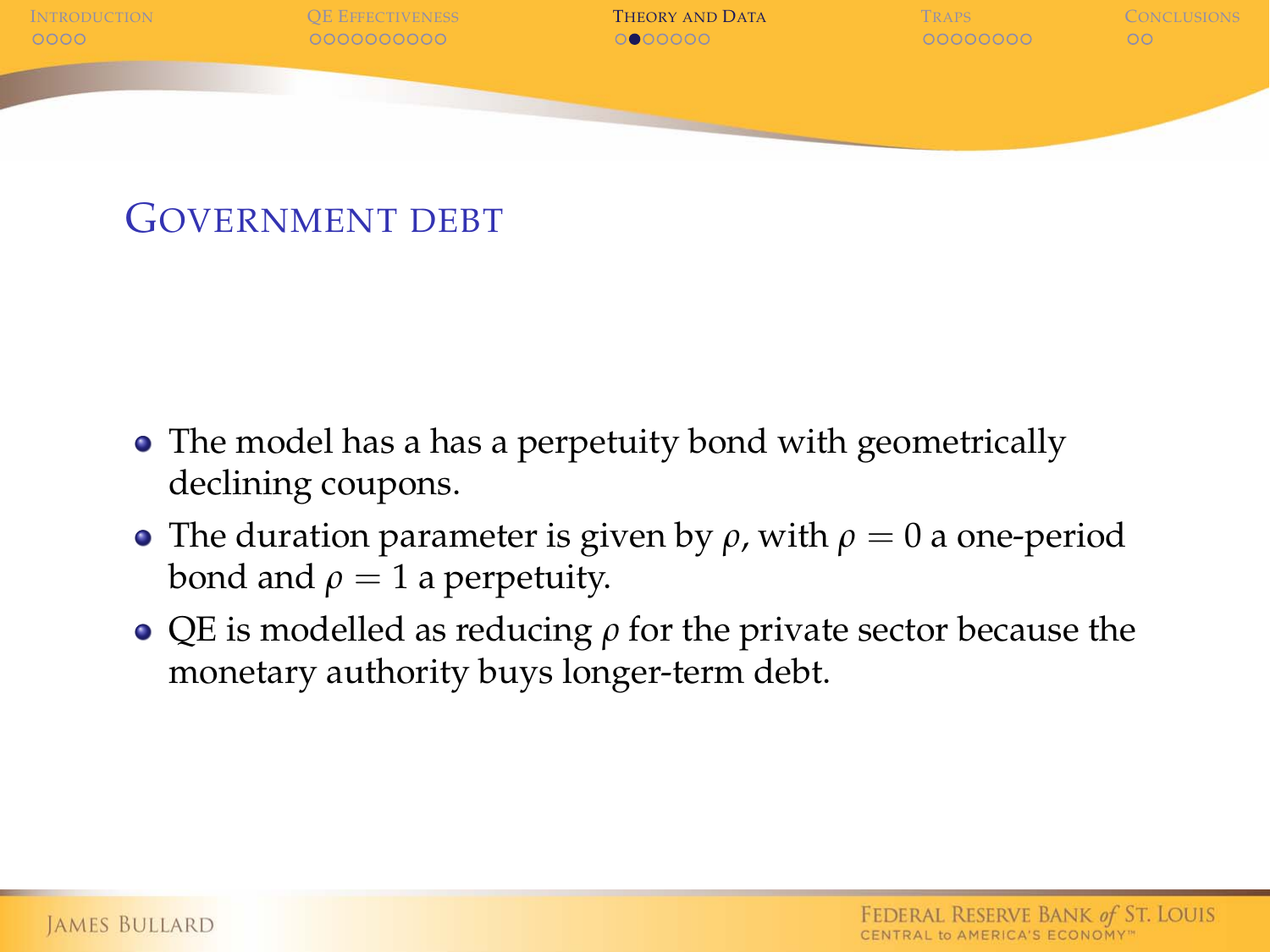## Government debt

- The model has a has a perpetuity bond with geometrically declining coupons.
- The duration parameter is given by $\rho$, with $\rho = 0$ a one-period bond and $\rho = 1$ a perpetuity.
- QE is modelled as reducing $\rho$ for the private sector because the monetary authority buys longer-term debt.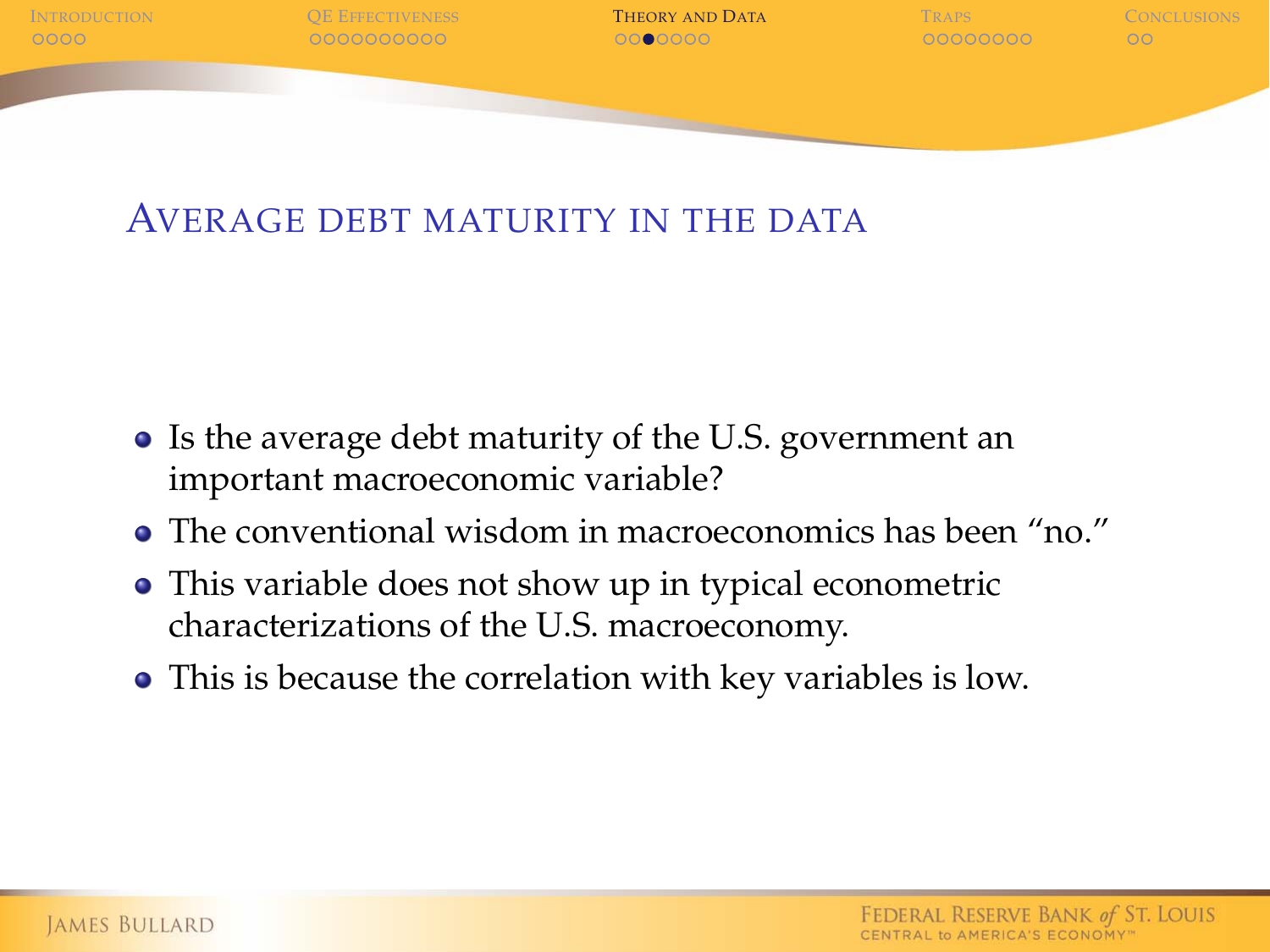## Average debt maturity in the data

- Is the average debt maturity of the U.S. government an important macroeconomic variable?
- The conventional wisdom in macroeconomics has been "no."
- This variable does not show up in typical econometric characterizations of the U.S. macroeconomy.
- This is because the correlation with key variables is low.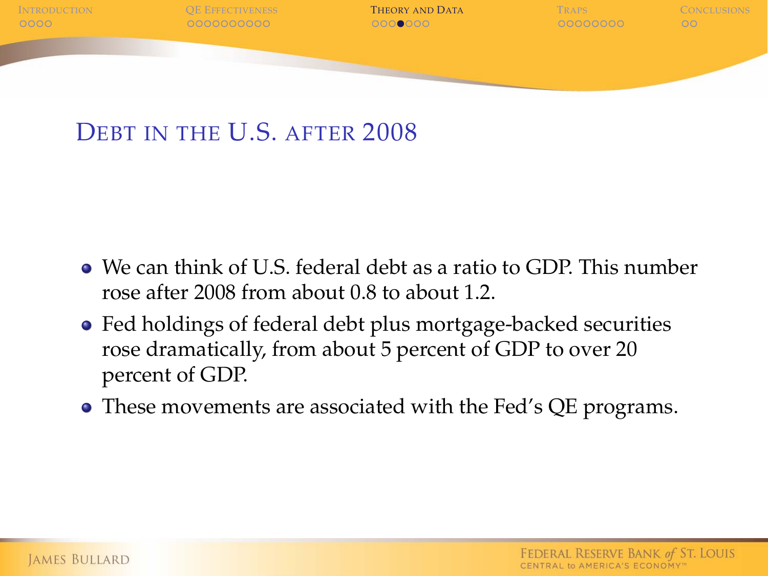## Debt in the U.S. after 2008

- We can think of U.S. federal debt as a ratio to GDP. This number rose after 2008 from about 0.8 to about 1.2.
- Fed holdings of federal debt plus mortgage-backed securities rose dramatically, from about 5 percent of GDP to over 20 percent of GDP.
- These movements are associated with the Fed's QE programs.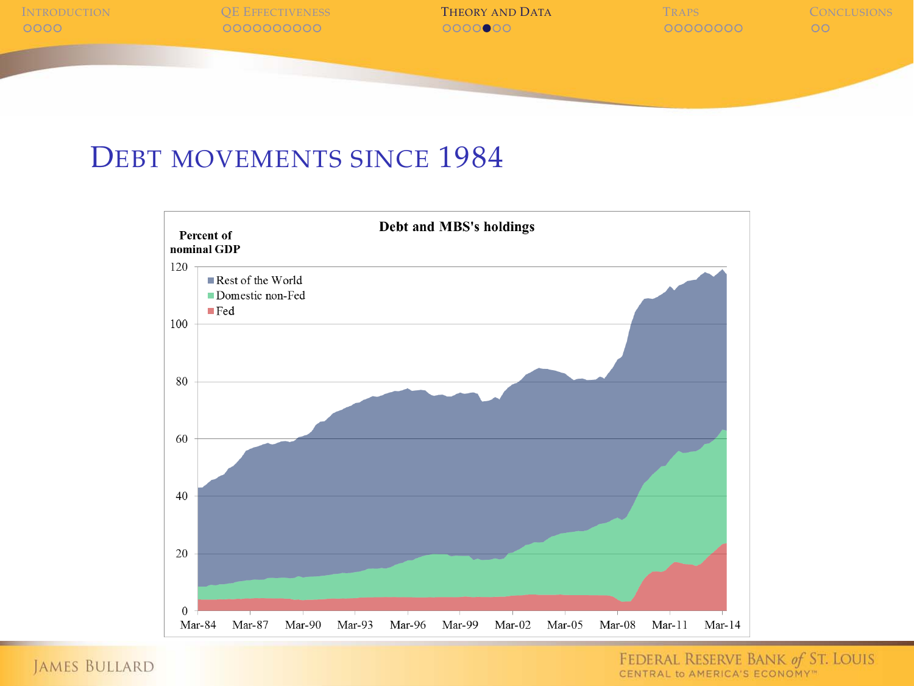# Debt movements since 1984

**Debt and MBS's holdings**

Percent of nominal GDP

- Rest of the World
- Domestic non-Fed
- Fed

120, 100, 80, 60, 40, 20, 0

Mar-84, Mar-87, Mar-90, Mar-93, Mar-96, Mar-99, Mar-02, Mar-05, Mar-08, Mar-11, Mar-14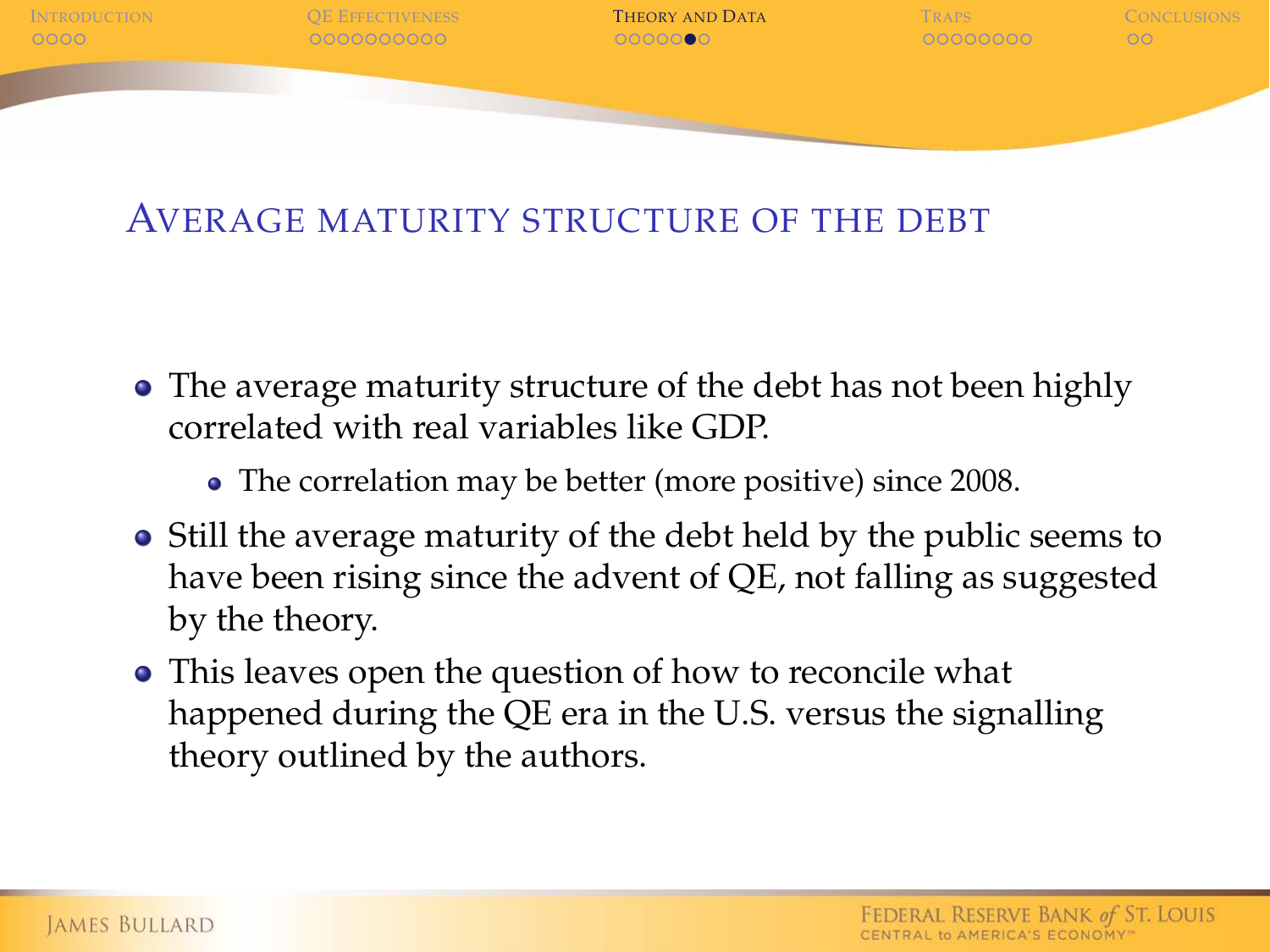## Average maturity structure of the debt

- The average maturity structure of the debt has not been highly correlated with real variables like GDP.
  - The correlation may be better (more positive) since 2008.
- Still the average maturity of the debt held by the public seems to have been rising since the advent of QE, not falling as suggested by the theory.
- This leaves open the question of how to reconcile what happened during the QE era in the U.S. versus the signalling theory outlined by the authors.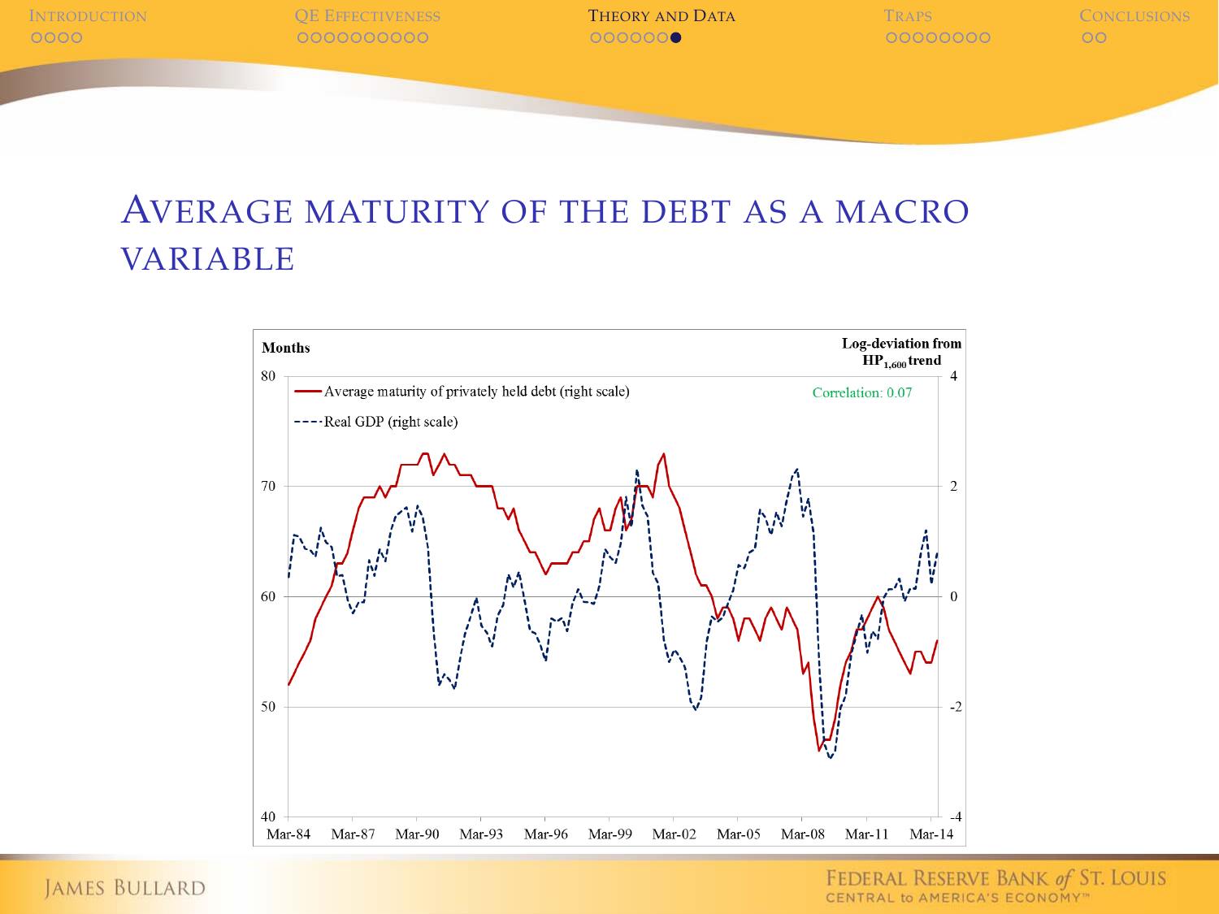# Average maturity of the debt as a macro variable

Months

Log-deviation from $HP_{1,600}$ trend

Average maturity of privately held debt (right scale)

Real GDP (right scale)

Correlation: 0.07

80, 70, 60, 50, 40

4, 2, 0, -2, -4

Mar-84, Mar-87, Mar-90, Mar-93, Mar-96, Mar-99, Mar-02, Mar-05, Mar-08, Mar-11, Mar-14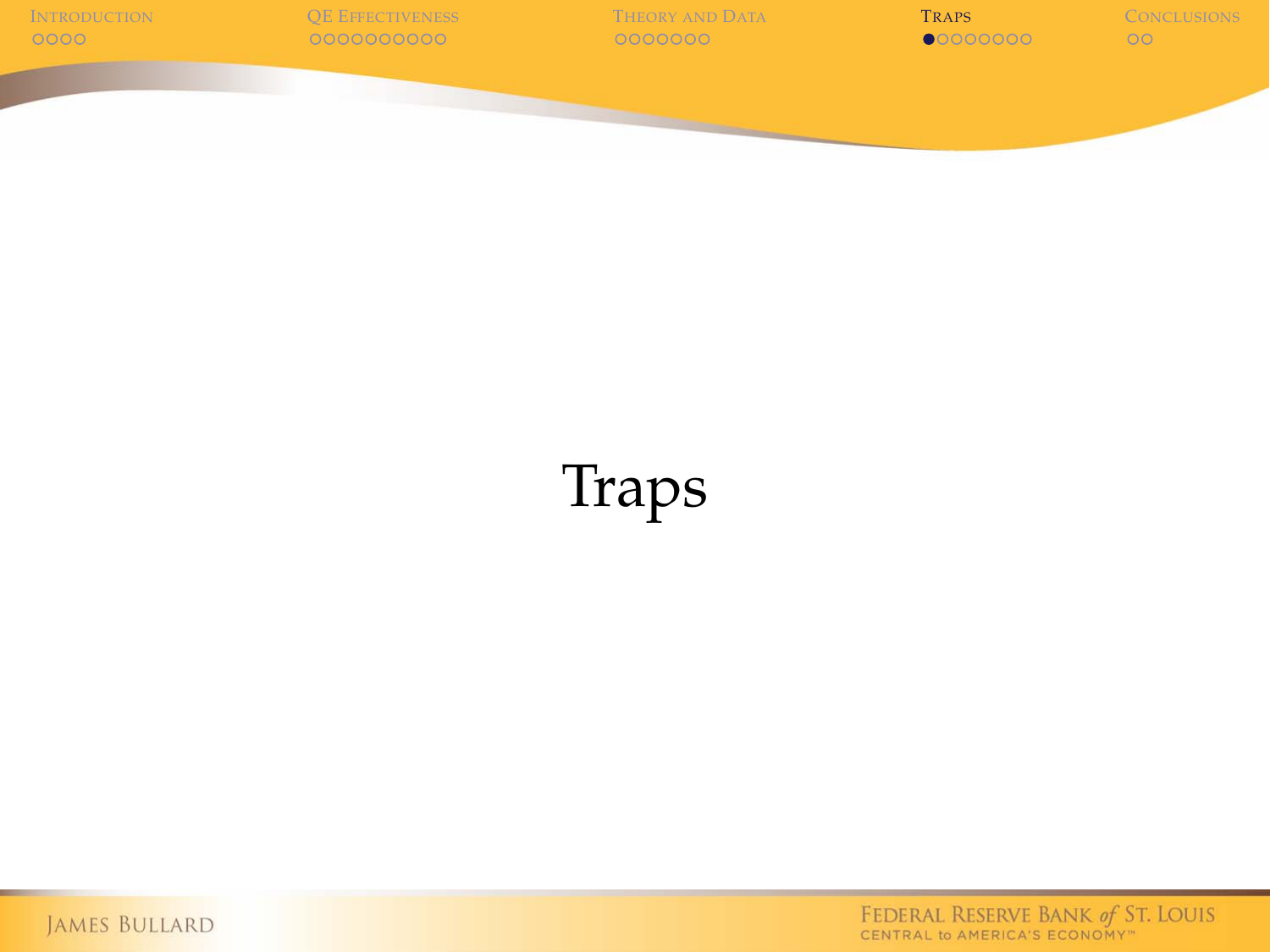# Traps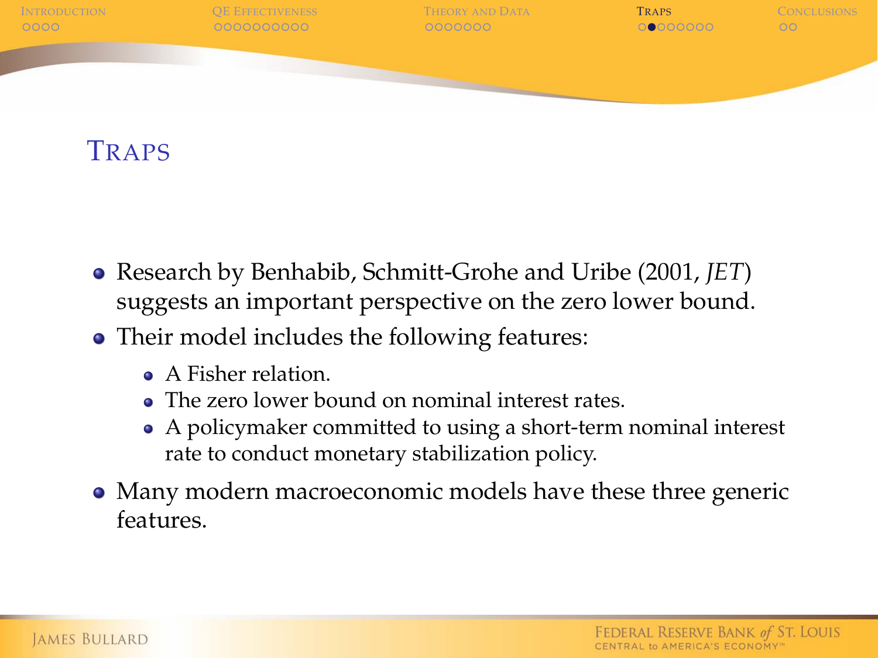# Traps

- Research by Benhabib, Schmitt-Grohe and Uribe (2001, *JET*) suggests an important perspective on the zero lower bound.
- Their model includes the following features:
  - A Fisher relation.
  - The zero lower bound on nominal interest rates.
  - A policymaker committed to using a short-term nominal interest rate to conduct monetary stabilization policy.
- Many modern macroeconomic models have these three generic features.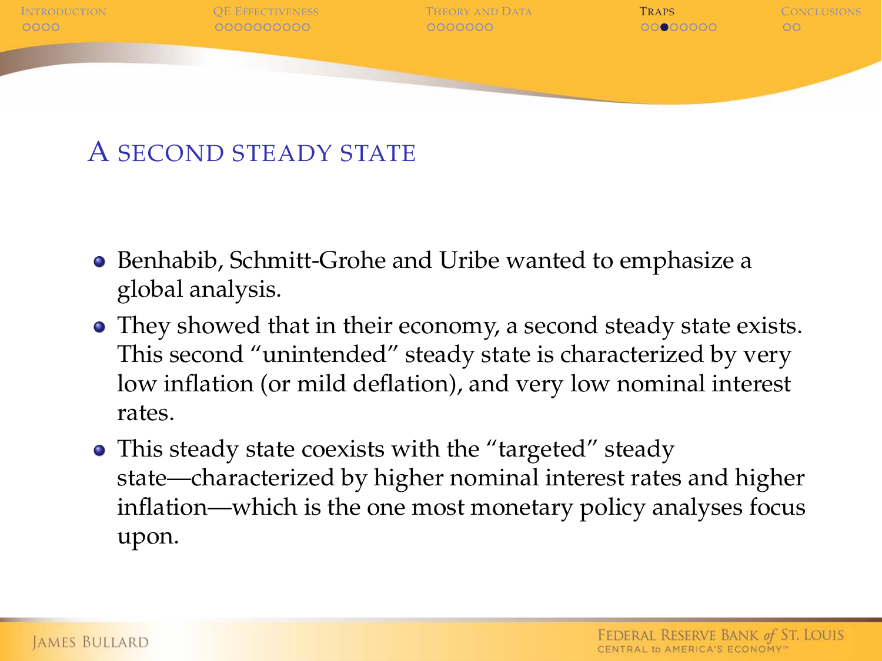## A second steady state

- Benhabib, Schmitt-Grohe and Uribe wanted to emphasize a global analysis.
- They showed that in their economy, a second steady state exists. This second "unintended" steady state is characterized by very low inflation (or mild deflation), and very low nominal interest rates.
- This steady state coexists with the "targeted" steady state—characterized by higher nominal interest rates and higher inflation—which is the one most monetary policy analyses focus upon.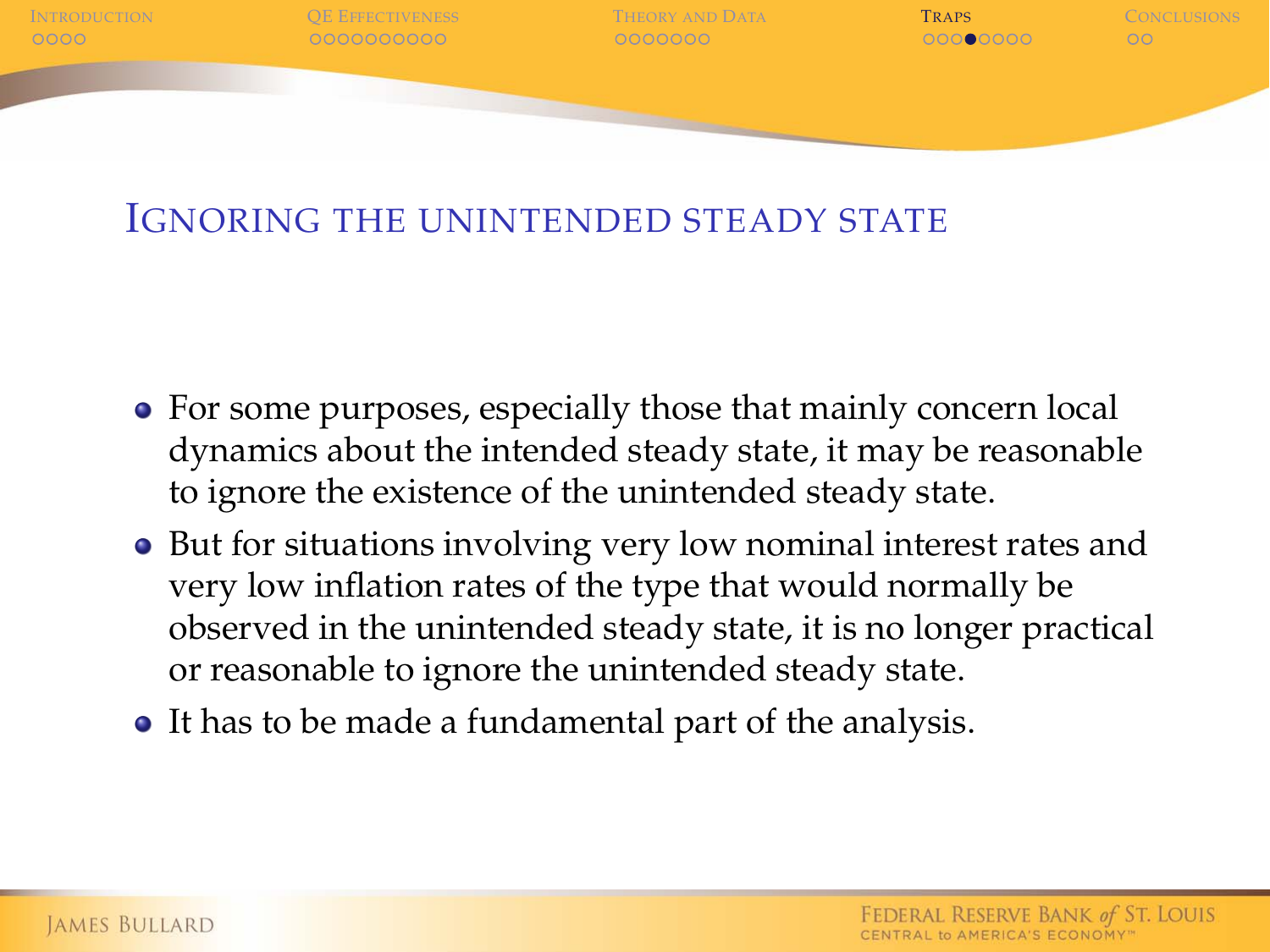## Ignoring the unintended steady state

- For some purposes, especially those that mainly concern local dynamics about the intended steady state, it may be reasonable to ignore the existence of the unintended steady state.
- But for situations involving very low nominal interest rates and very low inflation rates of the type that would normally be observed in the unintended steady state, it is no longer practical or reasonable to ignore the unintended steady state.
- It has to be made a fundamental part of the analysis.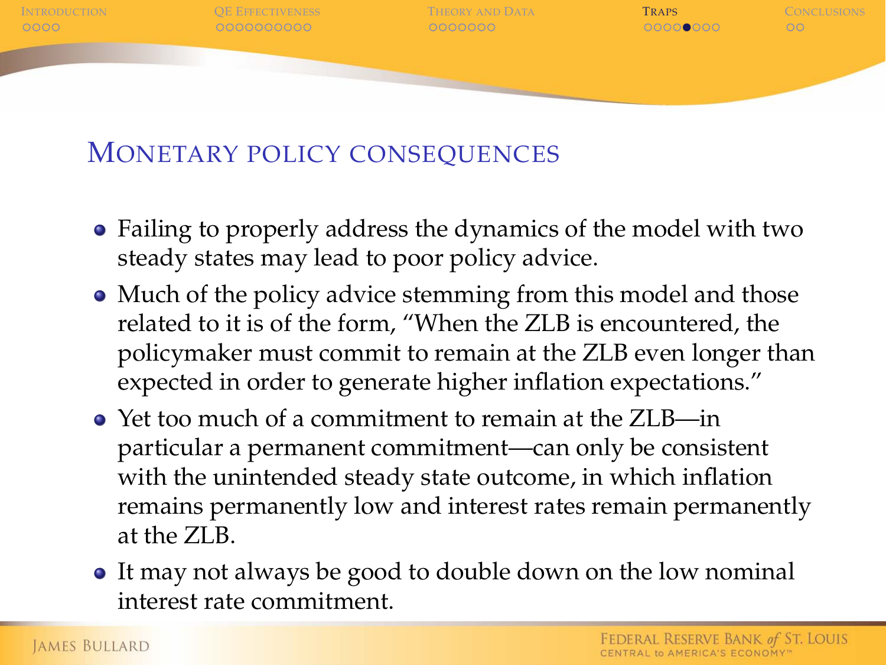## Monetary policy consequences

- Failing to properly address the dynamics of the model with two steady states may lead to poor policy advice.
- Much of the policy advice stemming from this model and those related to it is of the form, "When the ZLB is encountered, the policymaker must commit to remain at the ZLB even longer than expected in order to generate higher inflation expectations."
- Yet too much of a commitment to remain at the ZLB—in particular a permanent commitment—can only be consistent with the unintended steady state outcome, in which inflation remains permanently low and interest rates remain permanently at the ZLB.
- It may not always be good to double down on the low nominal interest rate commitment.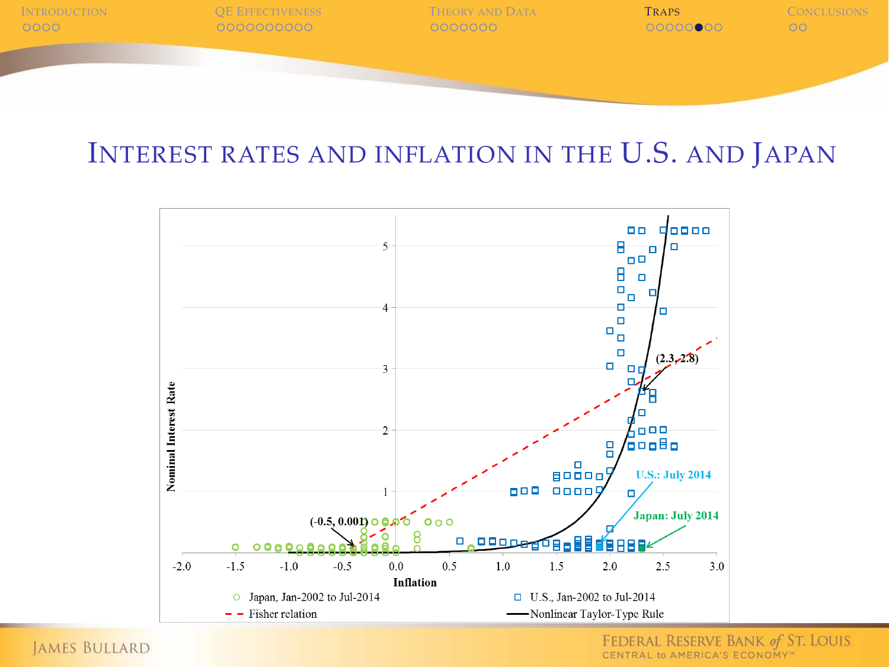# Interest rates and inflation in the U.S. and Japan

Nominal Interest Rate

Inflation

(-0.5, 0.001)

(2.3, 2.8)

U.S.: July 2014

Japan: July 2014

Japan, Jan-2002 to Jul-2014

U.S., Jan-2002 to Jul-2014

Fisher relation

Nonlinear Taylor-Type Rule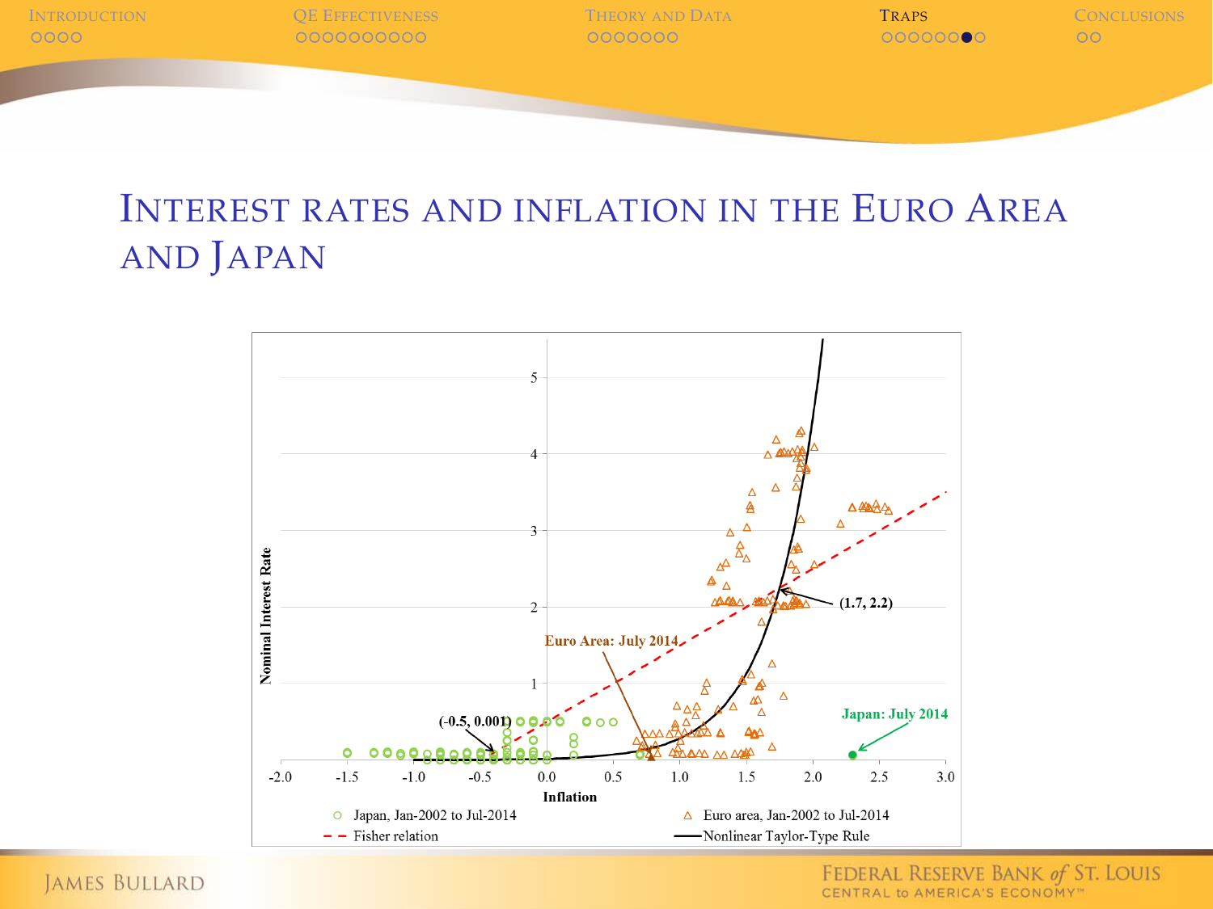# Interest rates and inflation in the Euro Area and Japan

Nominal Interest Rate

Inflation

Euro Area: July 2014

Japan: July 2014

(-0.5, 0.001)

(1.7, 2.2)

Japan, Jan-2002 to Jul-2014

Euro area, Jan-2002 to Jul-2014

Fisher relation

Nonlinear Taylor-Type Rule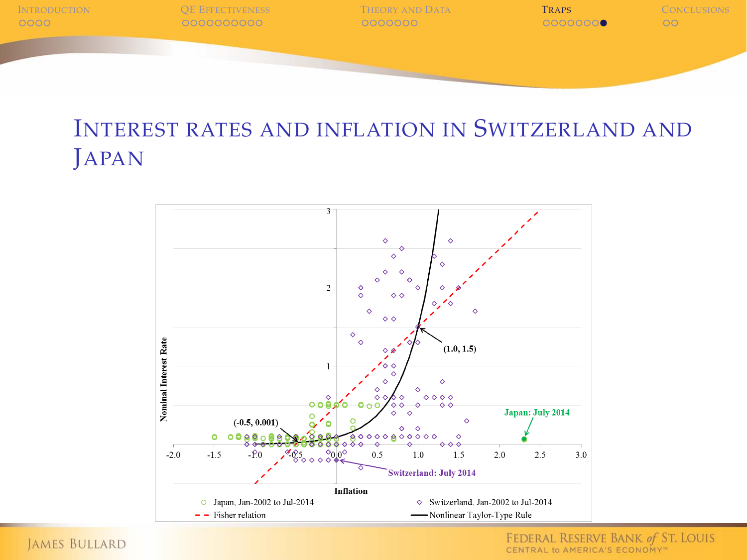# Interest rates and inflation in Switzerland and Japan

Nominal Interest Rate

(-0.5, 0.001)

(1.0, 1.5)

Japan: July 2014

Switzerland: July 2014

Inflation

- Japan, Jan-2002 to Jul-2014
- Switzerland, Jan-2002 to Jul-2014
- Fisher relation
- Nonlinear Taylor-Type Rule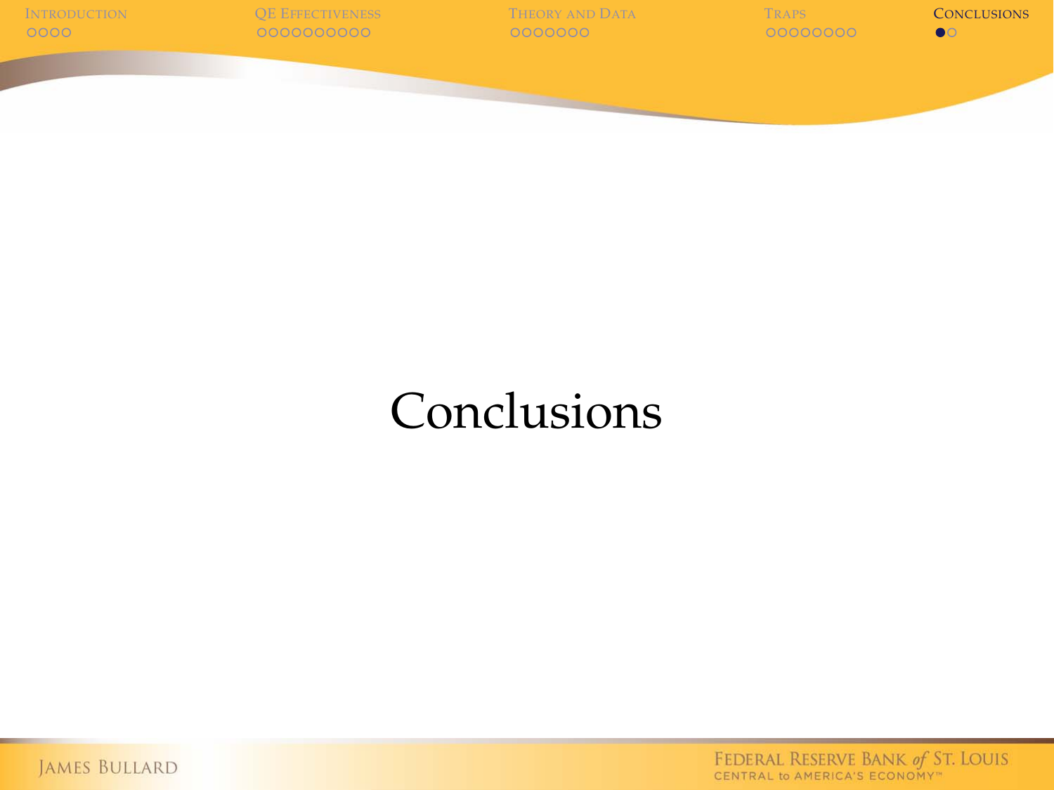# Conclusions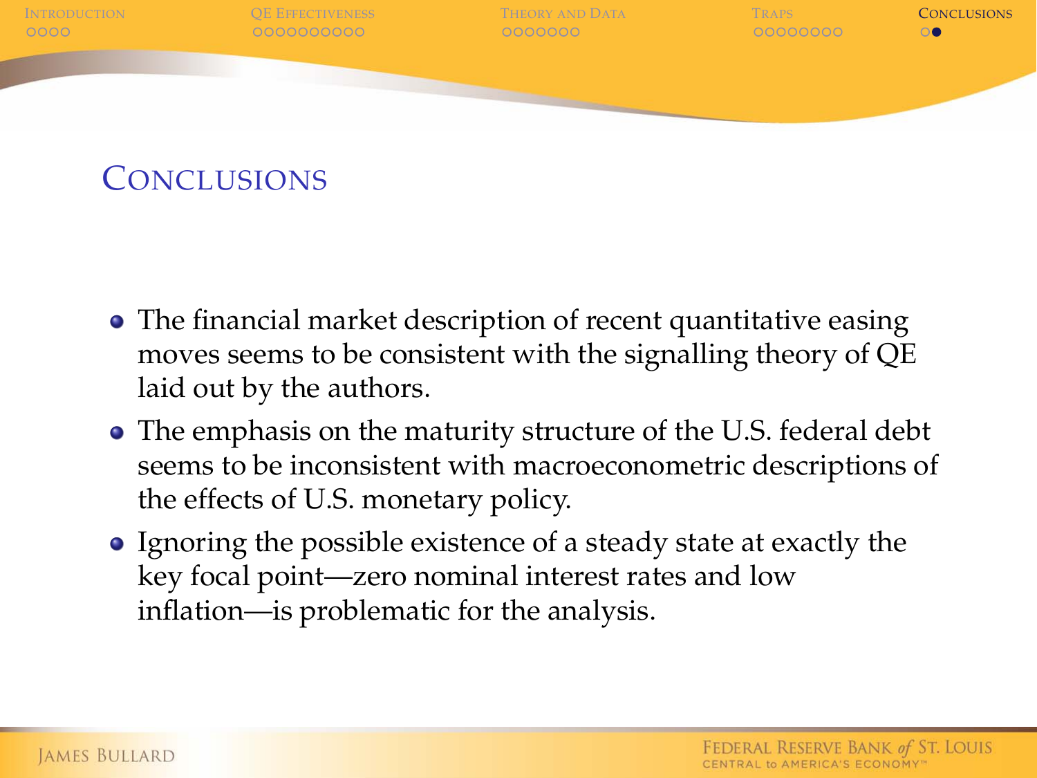# Conclusions

- The financial market description of recent quantitative easing moves seems to be consistent with the signalling theory of QE laid out by the authors.
- The emphasis on the maturity structure of the U.S. federal debt seems to be inconsistent with macroeconometric descriptions of the effects of U.S. monetary policy.
- Ignoring the possible existence of a steady state at exactly the key focal point—zero nominal interest rates and low inflation—is problematic for the analysis.